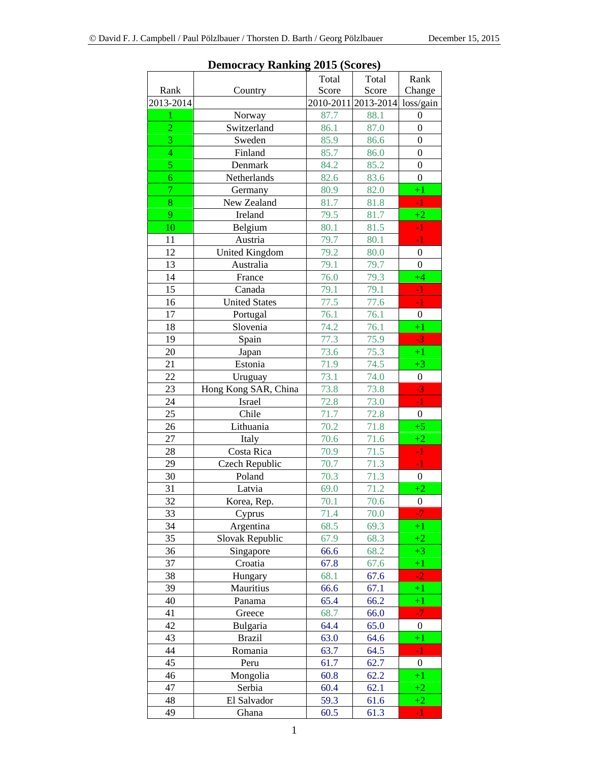# Democracy Ranking 2015 (Scores)

| Rank | Country | Total Score | Total Score | Rank Change |
|---|---|---|---|---|
| 2013-2014 | | 2010-2011 | 2013-2014 | loss/gain |
| 1 | Norway | 87.7 | 88.1 | 0 |
| 2 | Switzerland | 86.1 | 87.0 | 0 |
| 3 | Sweden | 85.9 | 86.6 | 0 |
| 4 | Finland | 85.7 | 86.0 | 0 |
| 5 | Denmark | 84.2 | 85.2 | 0 |
| 6 | Netherlands | 82.6 | 83.6 | 0 |
| 7 | Germany | 80.9 | 82.0 | +1 |
| 8 | New Zealand | 81.7 | 81.8 | -1 |
| 9 | Ireland | 79.5 | 81.7 | +2 |
| 10 | Belgium | 80.1 | 81.5 | -1 |
| 11 | Austria | 79.7 | 80.1 | -1 |
| 12 | United Kingdom | 79.2 | 80.0 | 0 |
| 13 | Australia | 79.1 | 79.7 | 0 |
| 14 | France | 76.0 | 79.3 | +4 |
| 15 | Canada | 79.1 | 79.1 | -1 |
| 16 | United States | 77.5 | 77.6 | -1 |
| 17 | Portugal | 76.1 | 76.1 | 0 |
| 18 | Slovenia | 74.2 | 76.1 | +1 |
| 19 | Spain | 77.3 | 75.9 | -3 |
| 20 | Japan | 73.6 | 75.3 | +1 |
| 21 | Estonia | 71.9 | 74.5 | +3 |
| 22 | Uruguay | 73.1 | 74.0 | 0 |
| 23 | Hong Kong SAR, China | 73.8 | 73.8 | -3 |
| 24 | Israel | 72.8 | 73.0 | -1 |
| 25 | Chile | 71.7 | 72.8 | 0 |
| 26 | Lithuania | 70.2 | 71.8 | +5 |
| 27 | Italy | 70.6 | 71.6 | +2 |
| 28 | Costa Rica | 70.9 | 71.5 | -1 |
| 29 | Czech Republic | 70.7 | 71.3 | -1 |
| 30 | Poland | 70.3 | 71.3 | 0 |
| 31 | Latvia | 69.0 | 71.2 | +2 |
| 32 | Korea, Rep. | 70.1 | 70.6 | 0 |
| 33 | Cyprus | 71.4 | 70.0 | -7 |
| 34 | Argentina | 68.5 | 69.3 | +1 |
| 35 | Slovak Republic | 67.9 | 68.3 | +2 |
| 36 | Singapore | 66.6 | 68.2 | +3 |
| 37 | Croatia | 67.8 | 67.6 | +1 |
| 38 | Hungary | 68.1 | 67.6 | -2 |
| 39 | Mauritius | 66.6 | 67.1 | +1 |
| 40 | Panama | 65.4 | 66.2 | +1 |
| 41 | Greece | 68.7 | 66.0 | -7 |
| 42 | Bulgaria | 64.4 | 65.0 | 0 |
| 43 | Brazil | 63.0 | 64.6 | +1 |
| 44 | Romania | 63.7 | 64.5 | -1 |
| 45 | Peru | 61.7 | 62.7 | 0 |
| 46 | Mongolia | 60.8 | 62.2 | +1 |
| 47 | Serbia | 60.4 | 62.1 | +2 |
| 48 | El Salvador | 59.3 | 61.6 | +2 |
| 49 | Ghana | 60.5 | 61.3 | -1 |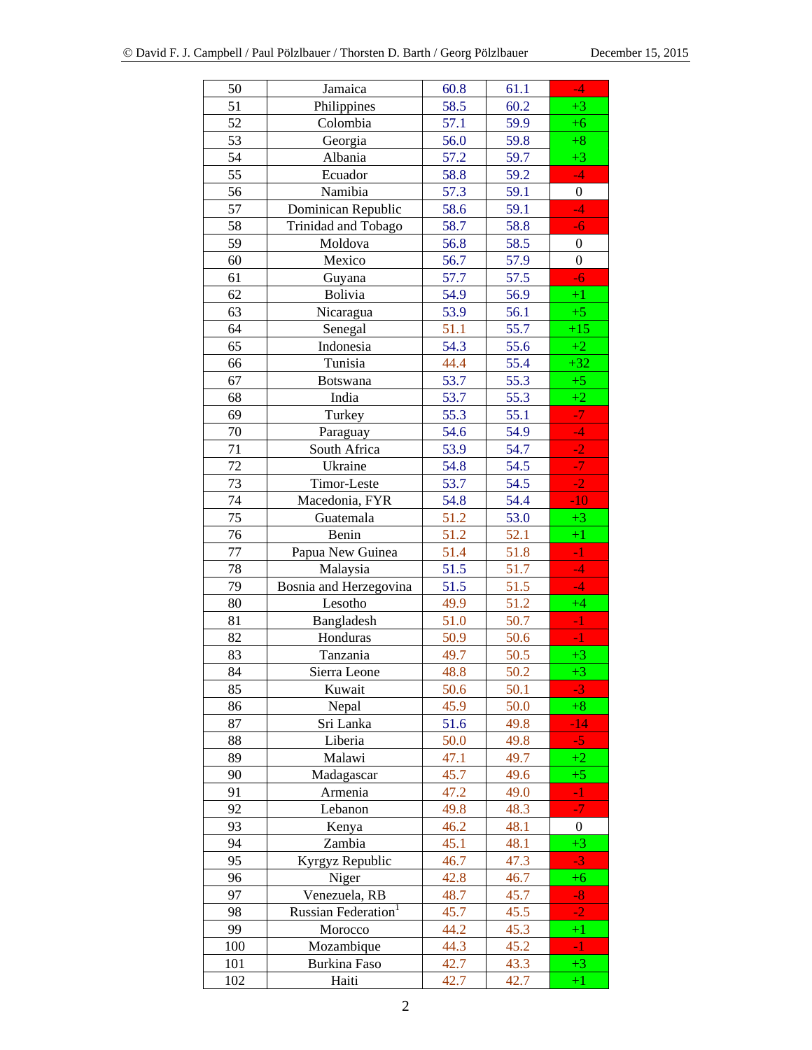| 50 | Jamaica | 60.8 | 61.1 | -4 |
|---|---|---|---|---|
| 51 | Philippines | 58.5 | 60.2 | +3 |
| 52 | Colombia | 57.1 | 59.9 | +6 |
| 53 | Georgia | 56.0 | 59.8 | +8 |
| 54 | Albania | 57.2 | 59.7 | +3 |
| 55 | Ecuador | 58.8 | 59.2 | -4 |
| 56 | Namibia | 57.3 | 59.1 | 0 |
| 57 | Dominican Republic | 58.6 | 59.1 | -4 |
| 58 | Trinidad and Tobago | 58.7 | 58.8 | -6 |
| 59 | Moldova | 56.8 | 58.5 | 0 |
| 60 | Mexico | 56.7 | 57.9 | 0 |
| 61 | Guyana | 57.7 | 57.5 | -6 |
| 62 | Bolivia | 54.9 | 56.9 | +1 |
| 63 | Nicaragua | 53.9 | 56.1 | +5 |
| 64 | Senegal | 51.1 | 55.7 | +15 |
| 65 | Indonesia | 54.3 | 55.6 | +2 |
| 66 | Tunisia | 44.4 | 55.4 | +32 |
| 67 | Botswana | 53.7 | 55.3 | +5 |
| 68 | India | 53.7 | 55.3 | +2 |
| 69 | Turkey | 55.3 | 55.1 | -7 |
| 70 | Paraguay | 54.6 | 54.9 | -4 |
| 71 | South Africa | 53.9 | 54.7 | -2 |
| 72 | Ukraine | 54.8 | 54.5 | -7 |
| 73 | Timor-Leste | 53.7 | 54.5 | -2 |
| 74 | Macedonia, FYR | 54.8 | 54.4 | -10 |
| 75 | Guatemala | 51.2 | 53.0 | +3 |
| 76 | Benin | 51.2 | 52.1 | +1 |
| 77 | Papua New Guinea | 51.4 | 51.8 | -1 |
| 78 | Malaysia | 51.5 | 51.7 | -4 |
| 79 | Bosnia and Herzegovina | 51.5 | 51.5 | -4 |
| 80 | Lesotho | 49.9 | 51.2 | +4 |
| 81 | Bangladesh | 51.0 | 50.7 | -1 |
| 82 | Honduras | 50.9 | 50.6 | -1 |
| 83 | Tanzania | 49.7 | 50.5 | +3 |
| 84 | Sierra Leone | 48.8 | 50.2 | +3 |
| 85 | Kuwait | 50.6 | 50.1 | -3 |
| 86 | Nepal | 45.9 | 50.0 | +8 |
| 87 | Sri Lanka | 51.6 | 49.8 | -14 |
| 88 | Liberia | 50.0 | 49.8 | -5 |
| 89 | Malawi | 47.1 | 49.7 | +2 |
| 90 | Madagascar | 45.7 | 49.6 | +5 |
| 91 | Armenia | 47.2 | 49.0 | -1 |
| 92 | Lebanon | 49.8 | 48.3 | -7 |
| 93 | Kenya | 46.2 | 48.1 | 0 |
| 94 | Zambia | 45.1 | 48.1 | +3 |
| 95 | Kyrgyz Republic | 46.7 | 47.3 | -3 |
| 96 | Niger | 42.8 | 46.7 | +6 |
| 97 | Venezuela, RB | 48.7 | 45.7 | -8 |
| 98 | Russian Federation[1] | 45.7 | 45.5 | -2 |
| 99 | Morocco | 44.2 | 45.3 | +1 |
| 100 | Mozambique | 44.3 | 45.2 | -1 |
| 101 | Burkina Faso | 42.7 | 43.3 | +3 |
| 102 | Haiti | 42.7 | 42.7 | +1 |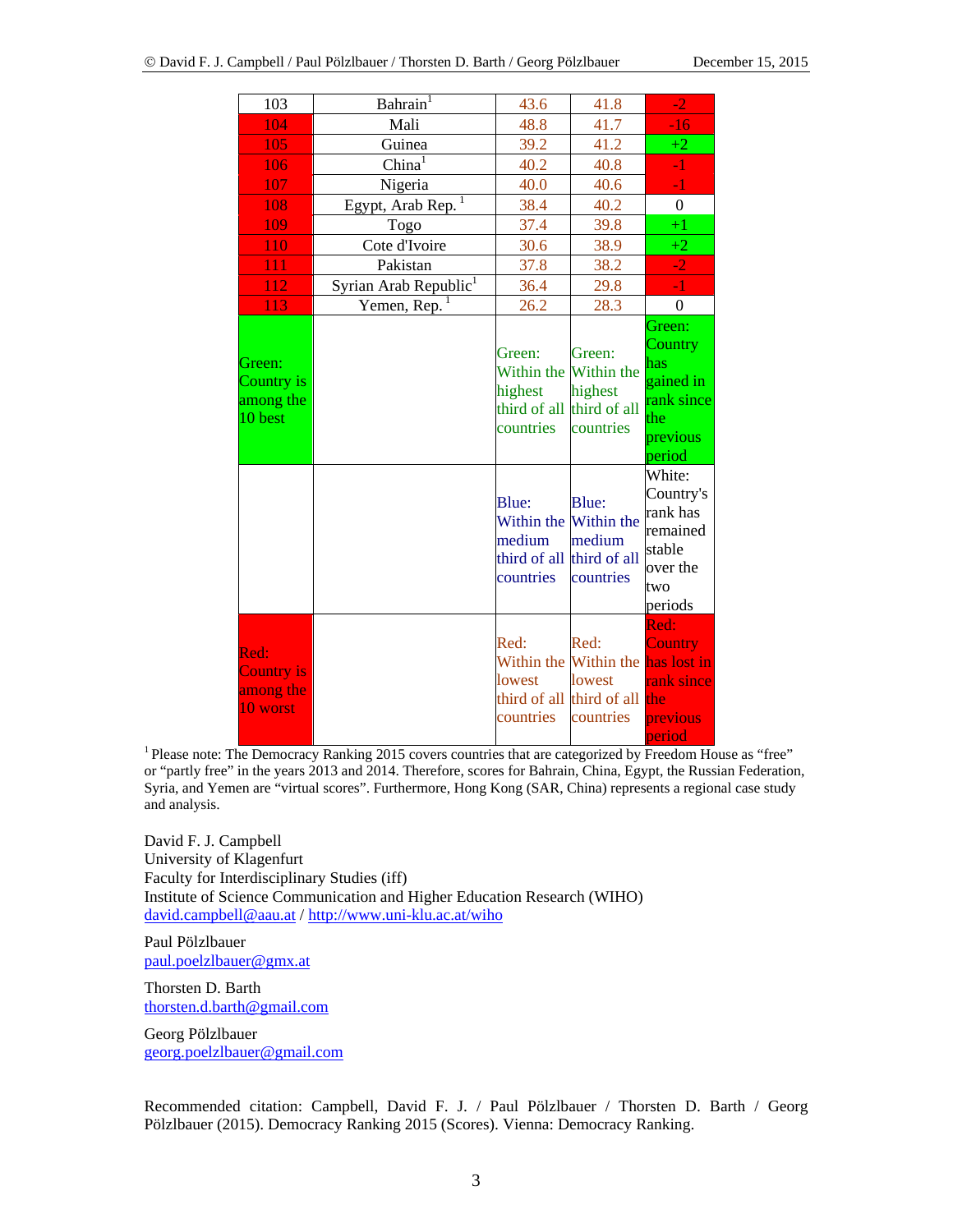| | | | | |
|---|---|---|---|---|
| 103 | Bahrain[1] | 43.6 | 41.8 | -2 |
| 104 | Mali | 48.8 | 41.7 | -16 |
| 105 | Guinea | 39.2 | 41.2 | +2 |
| 106 | China[1] | 40.2 | 40.8 | -1 |
| 107 | Nigeria | 40.0 | 40.6 | -1 |
| 108 | Egypt, Arab Rep. [1] | 38.4 | 40.2 | 0 |
| 109 | Togo | 37.4 | 39.8 | +1 |
| 110 | Cote d'Ivoire | 30.6 | 38.9 | +2 |
| 111 | Pakistan | 37.8 | 38.2 | -2 |
| 112 | Syrian Arab Republic[1] | 36.4 | 29.8 | -1 |
| 113 | Yemen, Rep. [1] | 26.2 | 28.3 | 0 |
| Green: Country is among the 10 best | | Green: Within the highest third of all countries | Green: Within the highest third of all countries | Green: Country has gained in rank since the previous period |
| | | Blue: Within the medium third of all countries | Blue: Within the medium third of all countries | White: Country's rank has remained stable over the two periods |
| Red: Country is among the 10 worst | | Red: Within the lowest third of all countries | Red: Within the lowest third of all countries | Red: Country has lost in rank since the previous period |

[1] Please note: The Democracy Ranking 2015 covers countries that are categorized by Freedom House as "free" or "partly free" in the years 2013 and 2014. Therefore, scores for Bahrain, China, Egypt, the Russian Federation, Syria, and Yemen are "virtual scores". Furthermore, Hong Kong (SAR, China) represents a regional case study and analysis.

David F. J. Campbell
University of Klagenfurt
Faculty for Interdisciplinary Studies (iff)
Institute of Science Communication and Higher Education Research (WIHO)
david.campbell@aau.at / http://www.uni-klu.ac.at/wiho

Paul Pölzlbauer
paul.poelzlbauer@gmx.at

Thorsten D. Barth
thorsten.d.barth@gmail.com

Georg Pölzlbauer
georg.poelzlbauer@gmail.com

Recommended citation: Campbell, David F. J. / Paul Pölzlbauer / Thorsten D. Barth / Georg Pölzlbauer (2015). Democracy Ranking 2015 (Scores). Vienna: Democracy Ranking.